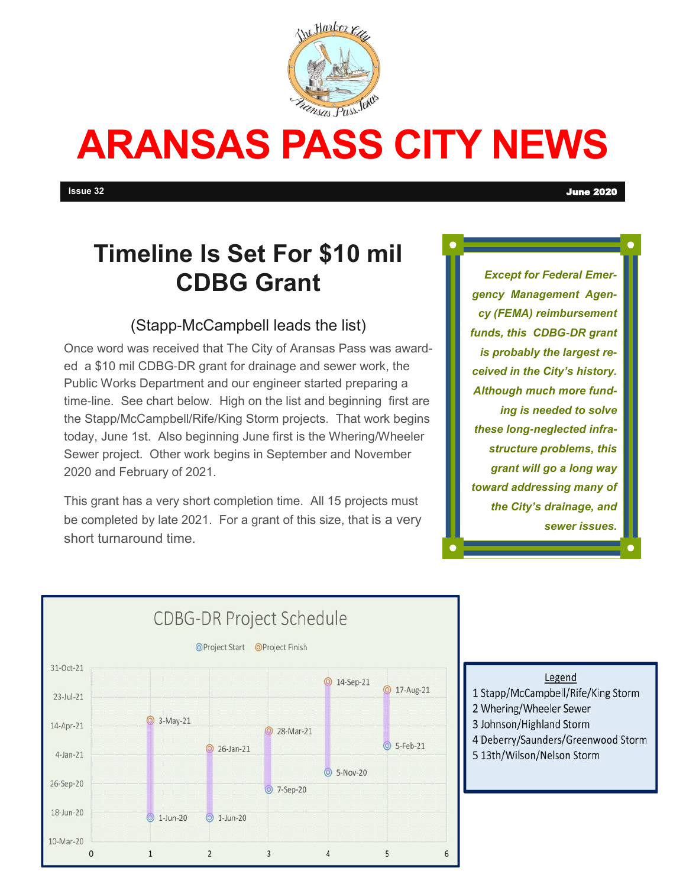# ARANSAS PASS CITY NEWS

**Issue 32** **June 2020**

## Timeline Is Set For $10 mil CDBG Grant

### (Stapp-McCampbell leads the list)

Once word was received that The City of Aransas Pass was awarded a $10 mil CDBG-DR grant for drainage and sewer work, the Public Works Department and our engineer started preparing a time-line. See chart below. High on the list and beginning first are the Stapp/McCampbell/Rife/King Storm projects. That work begins today, June 1st. Also beginning June first is the Whering/Wheeler Sewer project. Other work begins in September and November 2020 and February of 2021.

This grant has a very short completion time. All 15 projects must be completed by late 2021. For a grant of this size, that is a very short turnaround time.

***Except for Federal Emergency Management Agency (FEMA) reimbursement funds, this CDBG-DR grant is probably the largest received in the City's history. Although much more funding is needed to solve these long-neglected infrastructure problems, this grant will go a long way toward addressing many of the City's drainage, and sewer issues.***

**CDBG-DR Project Schedule**

| Project | Project Start | Project Finish |
|---|---|---|
| 1 | 1-Jun-20 | 3-May-21 |
| 2 | 1-Jun-20 | 26-Jan-21 |
| 3 | 7-Sep-20 | 28-Mar-21 |
| 4 | 5-Nov-20 | 14-Sep-21 |
| 5 | 5-Feb-21 | 17-Aug-21 |

Legend

1 Stapp/McCampbell/Rife/King Storm
2 Whering/Wheeler Sewer
3 Johnson/Highland Storm
4 Deberry/Saunders/Greenwood Storm
5 13th/Wilson/Nelson Storm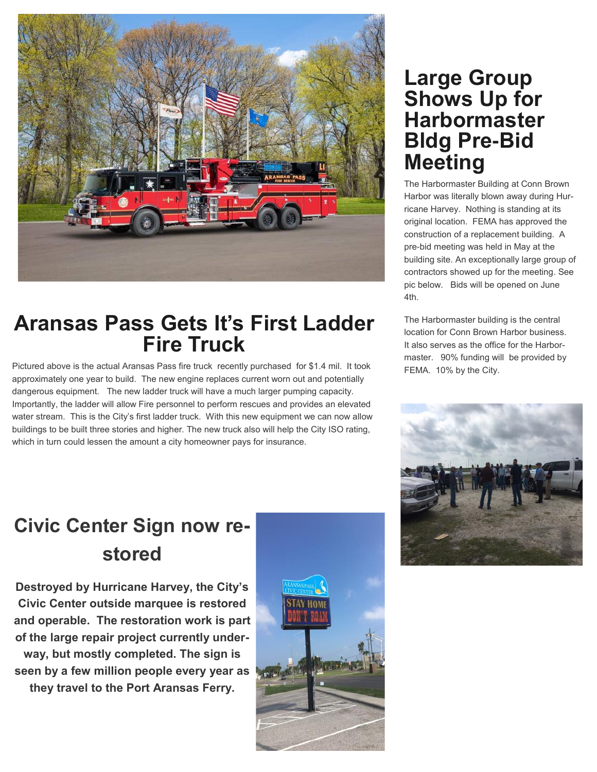## Aransas Pass Gets It's First Ladder Fire Truck

Pictured above is the actual Aransas Pass fire truck recently purchased for $1.4 mil. It took approximately one year to build. The new engine replaces current worn out and potentially dangerous equipment. The new ladder truck will have a much larger pumping capacity. Importantly, the ladder will allow Fire personnel to perform rescues and provides an elevated water stream. This is the City's first ladder truck. With this new equipment we can now allow buildings to be built three stories and higher. The new truck also will help the City ISO rating, which in turn could lessen the amount a city homeowner pays for insurance.

## Large Group Shows Up for Harbormaster Bldg Pre-Bid Meeting

The Harbormaster Building at Conn Brown Harbor was literally blown away during Hurricane Harvey. Nothing is standing at its original location. FEMA has approved the construction of a replacement building. A pre-bid meeting was held in May at the building site. An exceptionally large group of contractors showed up for the meeting. See pic below. Bids will be opened on June 4th.

The Harbormaster building is the central location for Conn Brown Harbor business. It also serves as the office for the Harbormaster. 90% funding will be provided by FEMA. 10% by the City.

## Civic Center Sign now restored

**Destroyed by Hurricane Harvey, the City's Civic Center outside marquee is restored and operable. The restoration work is part of the large repair project currently underway, but mostly completed. The sign is seen by a few million people every year as they travel to the Port Aransas Ferry.**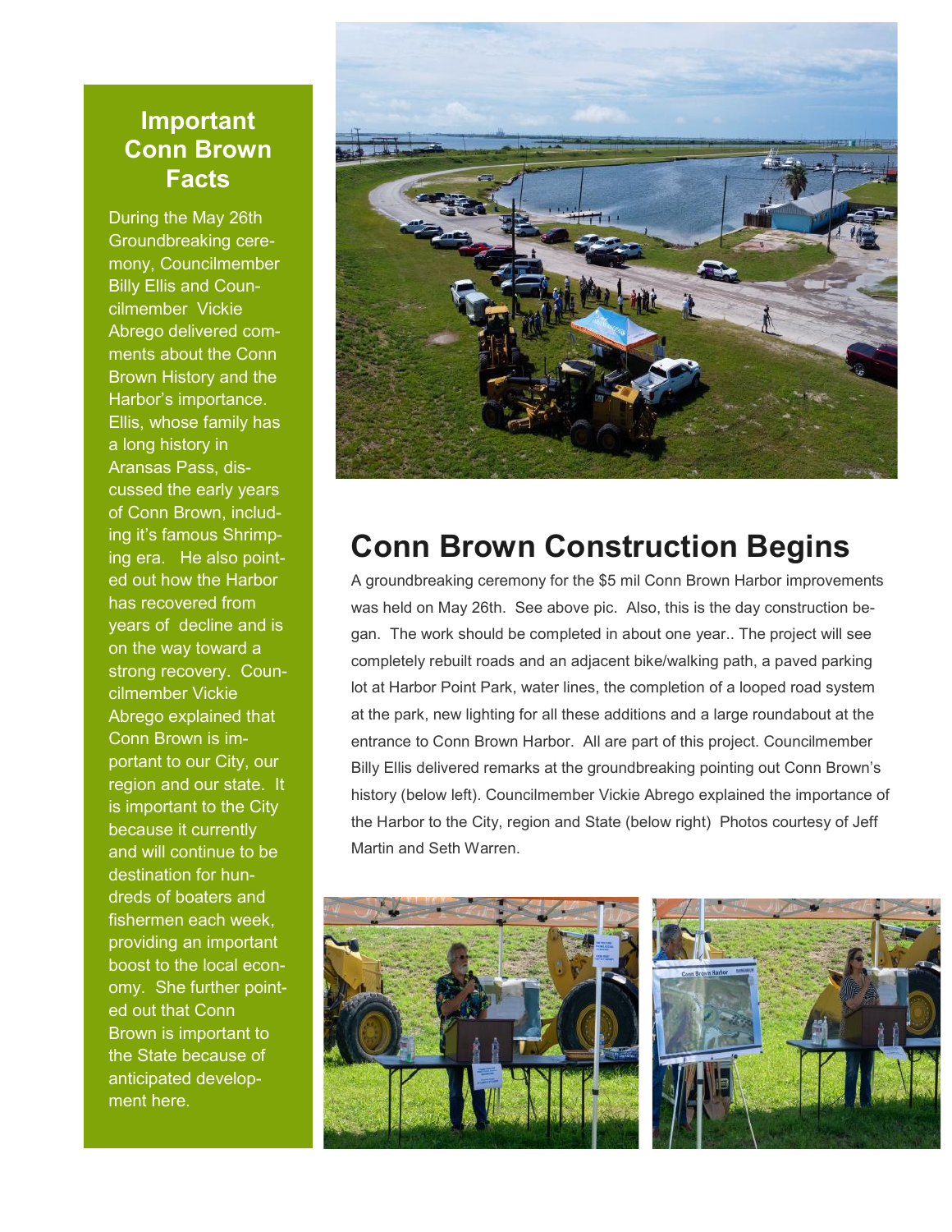## Important Conn Brown Facts

During the May 26th Groundbreaking ceremony, Councilmember Billy Ellis and Councilmember Vickie Abrego delivered comments about the Conn Brown History and the Harbor's importance. Ellis, whose family has a long history in Aransas Pass, discussed the early years of Conn Brown, including it's famous Shrimping era. He also pointed out how the Harbor has recovered from years of decline and is on the way toward a strong recovery. Councilmember Vickie Abrego explained that Conn Brown is important to our City, our region and our state. It is important to the City because it currently and will continue to be destination for hundreds of boaters and fishermen each week, providing an important boost to the local economy. She further pointed out that Conn Brown is important to the State because of anticipated development here.

# Conn Brown Construction Begins

A groundbreaking ceremony for the $5 mil Conn Brown Harbor improvements was held on May 26th. See above pic. Also, this is the day construction began. The work should be completed in about one year.. The project will see completely rebuilt roads and an adjacent bike/walking path, a paved parking lot at Harbor Point Park, water lines, the completion of a looped road system at the park, new lighting for all these additions and a large roundabout at the entrance to Conn Brown Harbor. All are part of this project. Councilmember Billy Ellis delivered remarks at the groundbreaking pointing out Conn Brown's history (below left). Councilmember Vickie Abrego explained the importance of the Harbor to the City, region and State (below right) Photos courtesy of Jeff Martin and Seth Warren.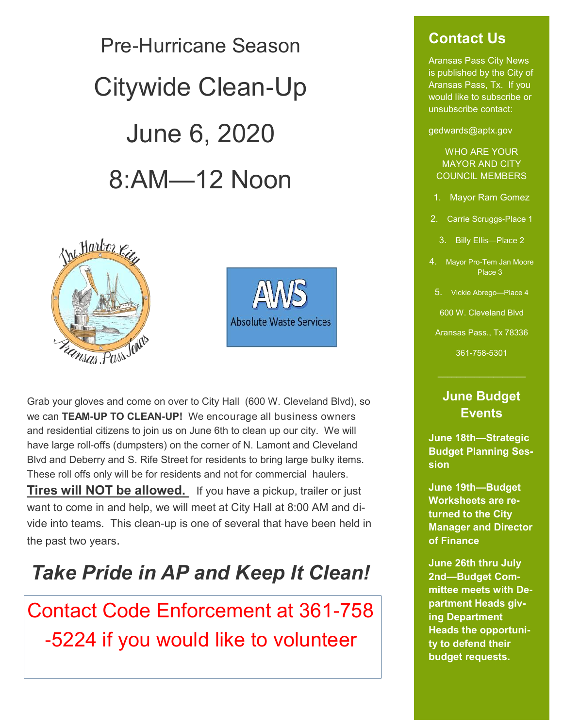# Pre-Hurricane Season

# Citywide Clean-Up

# June 6, 2020

# 8:AM—12 Noon

The Harbor City Aransas Pass Texas

AWS Absolute Waste Services

Grab your gloves and come on over to City Hall (600 W. Cleveland Blvd), so we can **TEAM-UP TO CLEAN-UP!** We encourage all business owners and residential citizens to join us on June 6th to clean up our city. We will have large roll-offs (dumpsters) on the corner of N. Lamont and Cleveland Blvd and Deberry and S. Rife Street for residents to bring large bulky items. These roll offs only will be for residents and not for commercial haulers. **Tires will NOT be allowed.** If you have a pickup, trailer or just want to come in and help, we will meet at City Hall at 8:00 AM and divide into teams. This clean-up is one of several that have been held in the past two years.

## *Take Pride in AP and Keep It Clean!*

Contact Code Enforcement at 361-758-5224 if you would like to volunteer

## Contact Us

Aransas Pass City News is published by the City of Aransas Pass, Tx. If you would like to subscribe or unsubscribe contact:

gedwards@aptx.gov

WHO ARE YOUR MAYOR AND CITY COUNCIL MEMBERS

1. Mayor Ram Gomez
2. Carrie Scruggs-Place 1
3. Billy Ellis—Place 2
4. Mayor Pro-Tem Jan Moore Place 3
5. Vickie Abrego—Place 4

600 W. Cleveland Blvd

Aransas Pass., Tx 78336

361-758-5301

## June Budget Events

**June 18th—Strategic Budget Planning Session**

**June 19th—Budget Worksheets are returned to the City Manager and Director of Finance**

**June 26th thru July 2nd—Budget Committee meets with Department Heads giving Department Heads the opportunity to defend their budget requests.**